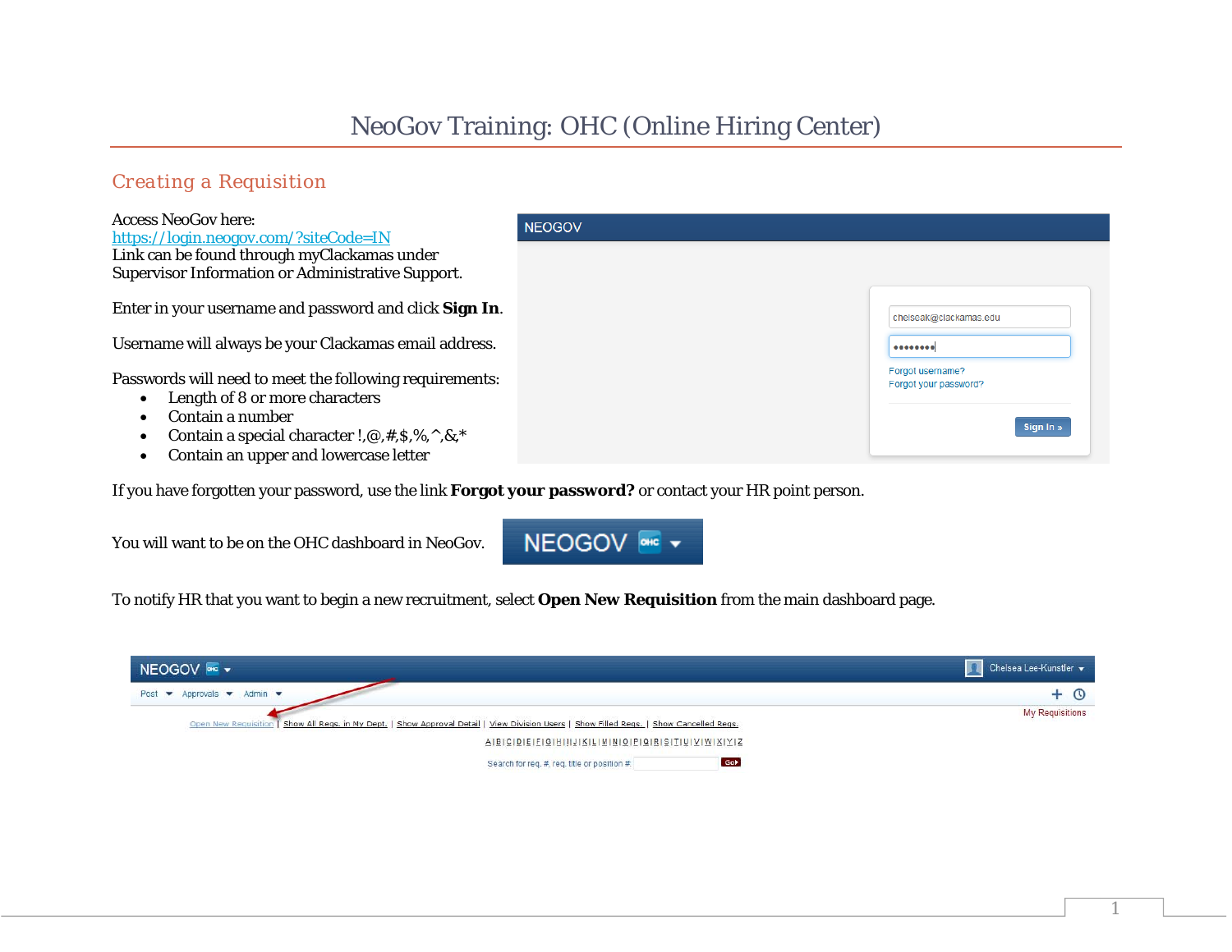# NeoGov Training: OHC (Online Hiring Center)

## Creating a Requisition

Access NeoGov here:
https://login.neogov.com/?siteCode=IN
Link can be found through myClackamas under Supervisor Information or Administrative Support.

Enter in your username and password and click **Sign In**.

Username will always be your Clackamas email address.

Passwords will need to meet the following requirements:

- Length of 8 or more characters
- Contain a number
- Contain a special character !,@,#,$,%,^,&,*
- Contain an upper and lowercase letter

If you have forgotten your password, use the link **Forgot your password?** or contact your HR point person.

You will want to be on the OHC dashboard in NeoGov.

To notify HR that you want to begin a new recruitment, select **Open New Requisition** from the main dashboard page.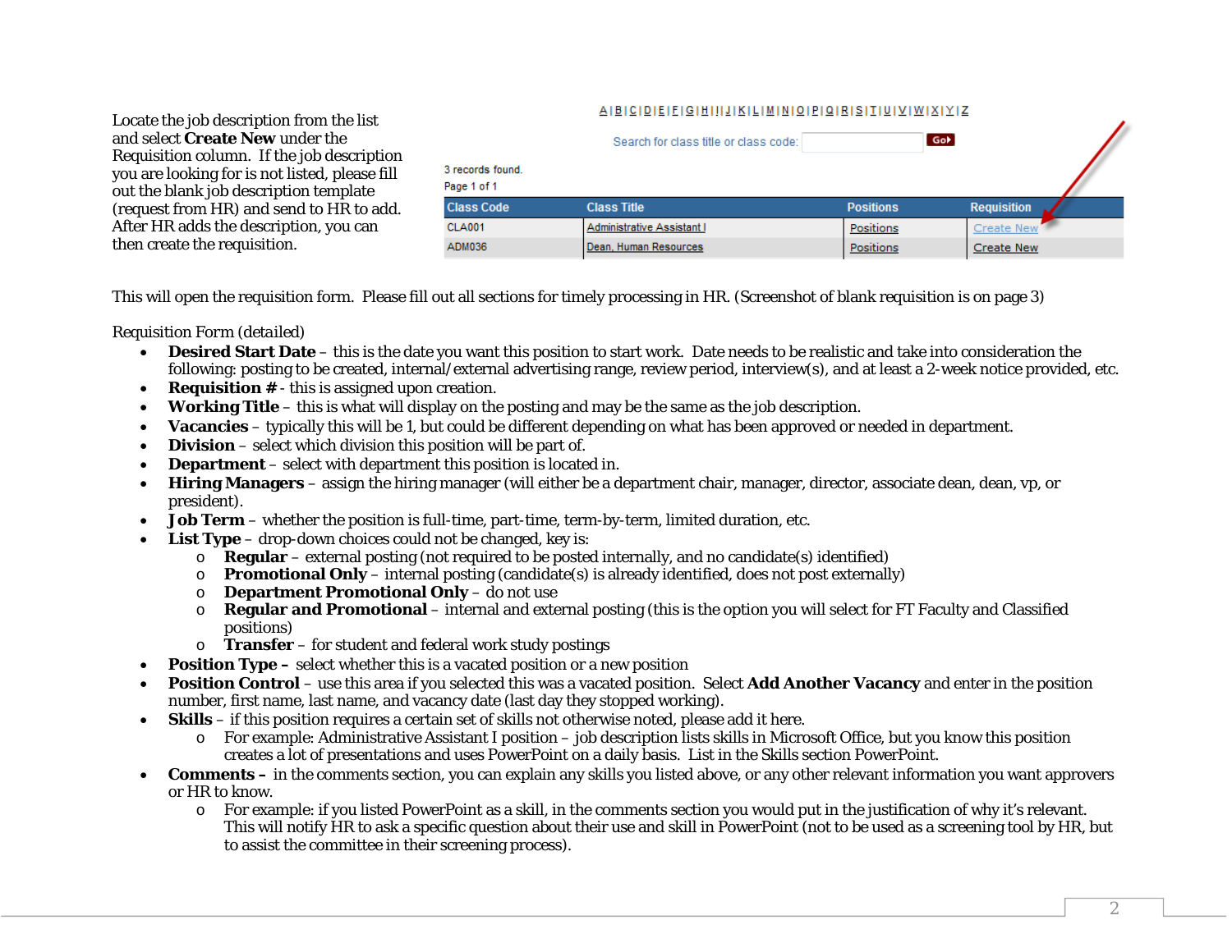Locate the job description from the list and select **Create New** under the Requisition column. If the job description you are looking for is not listed, please fill out the blank job description template (request from HR) and send to HR to add. After HR adds the description, you can then create the requisition.

A | B | C | D | E | F | G | H | I | J | K | L | M | N | O | P | Q | R | S | T | U | V | W | X | Y | Z

Search for class title or class code: Go

3 records found.

Page 1 of 1

| Class Code | Class Title | Positions | Requisition |
| --- | --- | --- | --- |
| CLA001 | Administrative Assistant I | Positions | Create New |
| ADM036 | Dean, Human Resources | Positions | Create New |

This will open the requisition form. Please fill out all sections for timely processing in HR. (Screenshot of blank requisition is on page 3)

Requisition Form (detailed)

- **Desired Start Date** – this is the date you want this position to start work. Date needs to be realistic and take into consideration the following: posting to be created, internal/external advertising range, review period, interview(s), and at least a 2-week notice provided, etc.
- **Requisition #** - this is assigned upon creation.
- **Working Title** – this is what will display on the posting and may be the same as the job description.
- **Vacancies** – typically this will be 1, but could be different depending on what has been approved or needed in department.
- **Division** – select which division this position will be part of.
- **Department** – select with department this position is located in.
- **Hiring Managers** – assign the hiring manager (will either be a department chair, manager, director, associate dean, dean, vp, or president).
- **Job Term** – whether the position is full-time, part-time, term-by-term, limited duration, etc.
- **List Type** – drop-down choices could not be changed, key is:
  - **Regular** – external posting (not required to be posted internally, and no candidate(s) identified)
  - **Promotional Only** – internal posting (candidate(s) is already identified, does not post externally)
  - **Department Promotional Only** – do not use
  - **Regular and Promotional** – internal and external posting (this is the option you will select for FT Faculty and Classified positions)
  - **Transfer** – for student and federal work study postings
- **Position Type –** select whether this is a vacated position or a new position
- **Position Control** – use this area if you selected this was a vacated position. Select **Add Another Vacancy** and enter in the position number, first name, last name, and vacancy date (last day they stopped working).
- **Skills** – if this position requires a certain set of skills not otherwise noted, please add it here.
  - For example: Administrative Assistant I position – job description lists skills in Microsoft Office, but you know this position creates a lot of presentations and uses PowerPoint on a daily basis. List in the Skills section PowerPoint.
- **Comments –** in the comments section, you can explain any skills you listed above, or any other relevant information you want approvers or HR to know.
  - For example: if you listed PowerPoint as a skill, in the comments section you would put in the justification of why it's relevant. This will notify HR to ask a specific question about their use and skill in PowerPoint (not to be used as a screening tool by HR, but to assist the committee in their screening process).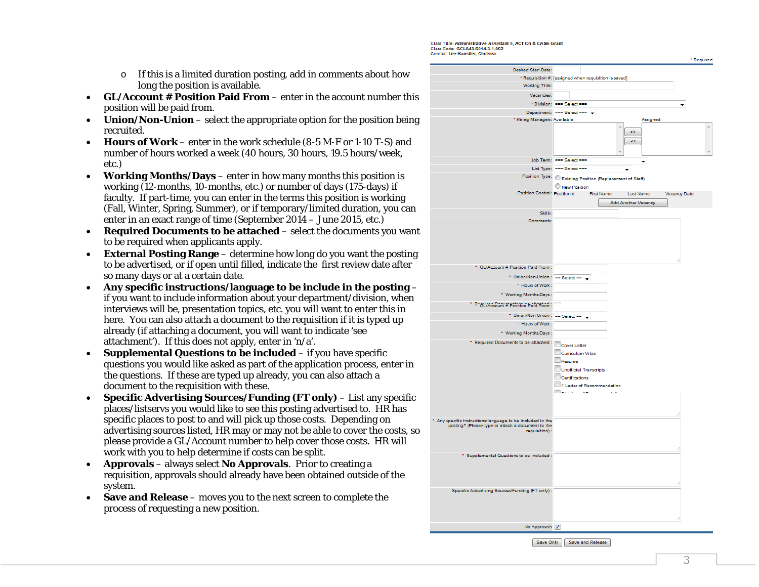- If this is a limited duration posting, add in comments about how long the position is available.

- **GL/Account # Position Paid From** – enter in the account number this position will be paid from.
- **Union/Non-Union** – select the appropriate option for the position being recruited.
- **Hours of Work** – enter in the work schedule (8-5 M-F or 1-10 T-S) and number of hours worked a week (40 hours, 30 hours, 19.5 hours/week, etc.)
- **Working Months/Days** – enter in how many months this position is working (12-months, 10-months, etc.) or number of days (175-days) if faculty. If part-time, you can enter in the terms this position is working (Fall, Winter, Spring, Summer), or if temporary/limited duration, you can enter in an exact range of time (September 2014 – June 2015, etc.)
- **Required Documents to be attached** – select the documents you want to be required when applicants apply.
- **External Posting Range** – determine how long do you want the posting to be advertised, or if open until filled, indicate the first review date after so many days or at a certain date.
- **Any specific instructions/language to be include in the posting** – if you want to include information about your department/division, when interviews will be, presentation topics, etc. you will want to enter this in here. You can also attach a document to the requisition if it is typed up already (if attaching a document, you will want to indicate 'see attachment'). If this does not apply, enter in 'n/a'.
- **Supplemental Questions to be included** – if you have specific questions you would like asked as part of the application process, enter in the questions. If these are typed up already, you can also attach a document to the requisition with these.
- **Specific Advertising Sources/Funding (FT only)** – List any specific places/listservs you would like to see this posting advertised to. HR has specific places to post to and will pick up those costs. Depending on advertising sources listed, HR may or may not be able to cover the costs, so please provide a GL/Account number to help cover those costs. HR will work with you to help determine if costs can be split.
- **Approvals** – always select **No Approvals**. Prior to creating a requisition, approvals should already have been obtained outside of the system.
- **Save and Release** – moves you to the next screen to complete the process of requesting a new position.

Class Title: Administrative Assistant II, ACT On & CASE Grant
Class Code: GCLA43-6014-3.1-002
Creator: Lee-Kunstler, Chelsea

\* Required

| Field | Value |
| --- | --- |
| Desired Start Date: | |
| \* Requisition #: | [assigned when requisition is saved] |
| Working Title: | |
| Vacancies: | |
| \* Division: | === Select === |
| Department: | --- Select --- |
| \* Hiring Managers: | Available: / Assigned: |
| Job Term: | === Select === |
| List Type: | --- Select --- |
| Position Type: | Existing Position (Replacement of Staff) / New Position |
| Position Control: | Position # / First Name / Last Name / Vacancy Date — Add Another Vacancy |
| Skills: | |
| Comments: | |
| \* GL/Account # Position Paid From: | |
| \* Union/Non-Union: | -- Select -- |
| \* Hours of Work: | |
| \* Working Months/Days: | |
| \* GL/Account # Position Paid From: | |
| \* Union/Non-Union: | -- Select -- |
| \* Hours of Work: | |
| \* Working Months/Days: | |
| \* Required Documents to be attached: | Cover Letter, Curriculum Vitae, Resume, Unofficial Transcripts, Certifications, 1 Letter of Recommendation |
| \* Any specific instructions/language to be included in the posting? (Please type or attach a document to the requisition): | |
| \* Supplemental Questions to be included: | |
| Specific Advertising Sources/Funding (FT only): | |
| No Approvals | ☑ |

Save Only | Save and Release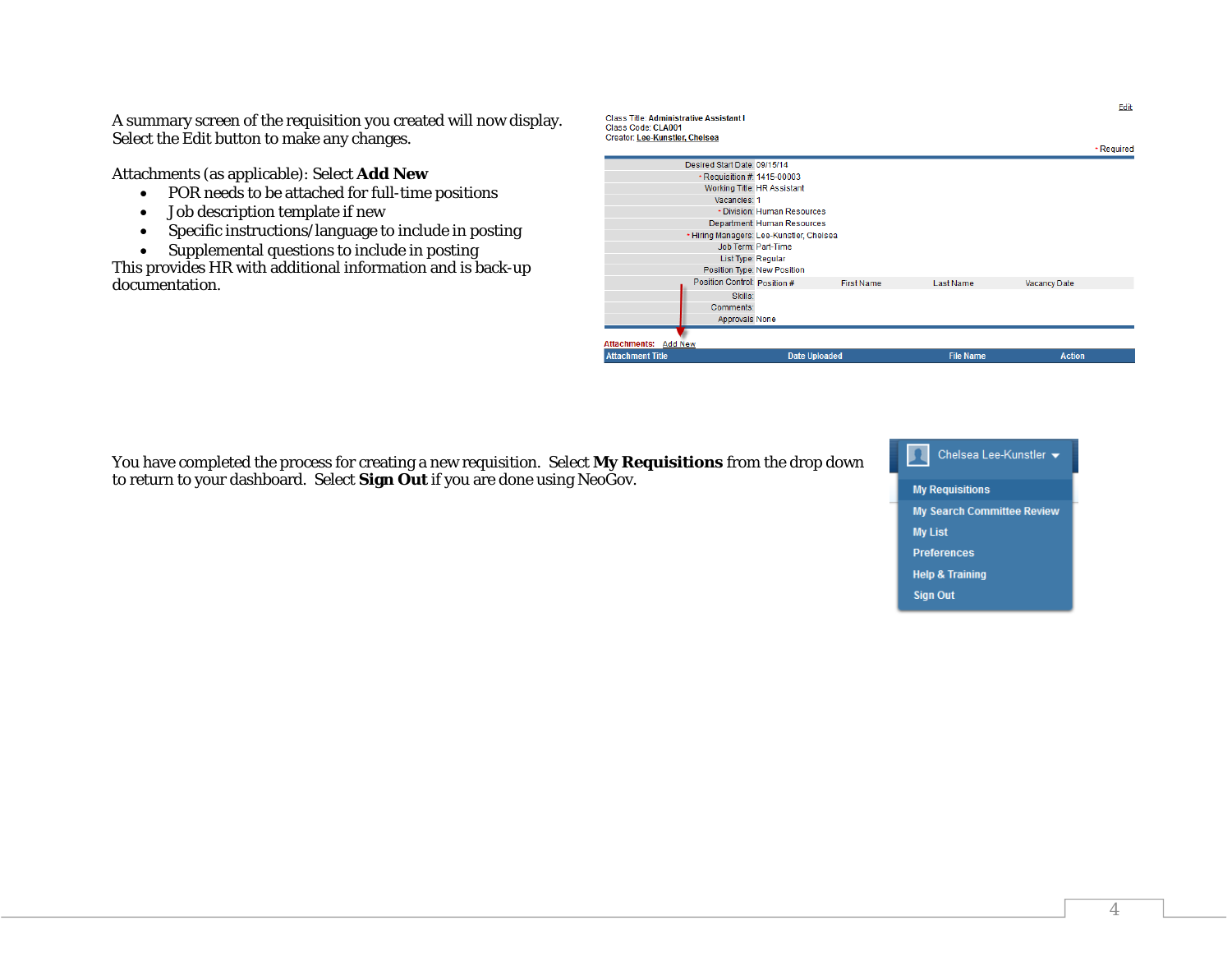A summary screen of the requisition you created will now display. Select the Edit button to make any changes.

Attachments (as applicable): Select **Add New**

- POR needs to be attached for full-time positions
- Job description template if new
- Specific instructions/language to include in posting
- Supplemental questions to include in posting

This provides HR with additional information and is back-up documentation.

Edit

Class Title: Administrative Assistant I
Class Code: CLA001
Creator: Lee-Kunstler, Chelsea

* Required

| | |
|---|---|
| Desired Start Date: | 09/15/14 |
| * Requisition #: | 1415-00003 |
| Working Title: | HR Assistant |
| Vacancies: | 1 |
| * Division: | Human Resources |
| Department: | Human Resources |
| * Hiring Managers: | Lee-Kunstler, Chelsea |
| Job Term: | Part-Time |
| List Type: | Regular |
| Position Type: | New Position |
| Position Control: | Position # / First Name / Last Name / Vacancy Date |
| Skills: | |
| Comments: | |
| Approvals: | None |

Attachments: Add New

| Attachment Title | Date Uploaded | File Name | Action |
|---|---|---|---|

You have completed the process for creating a new requisition. Select **My Requisitions** from the drop down to return to your dashboard. Select **Sign Out** if you are done using NeoGov.

Chelsea Lee-Kunstler

- My Requisitions
- My Search Committee Review
- My List
- Preferences
- Help & Training
- Sign Out